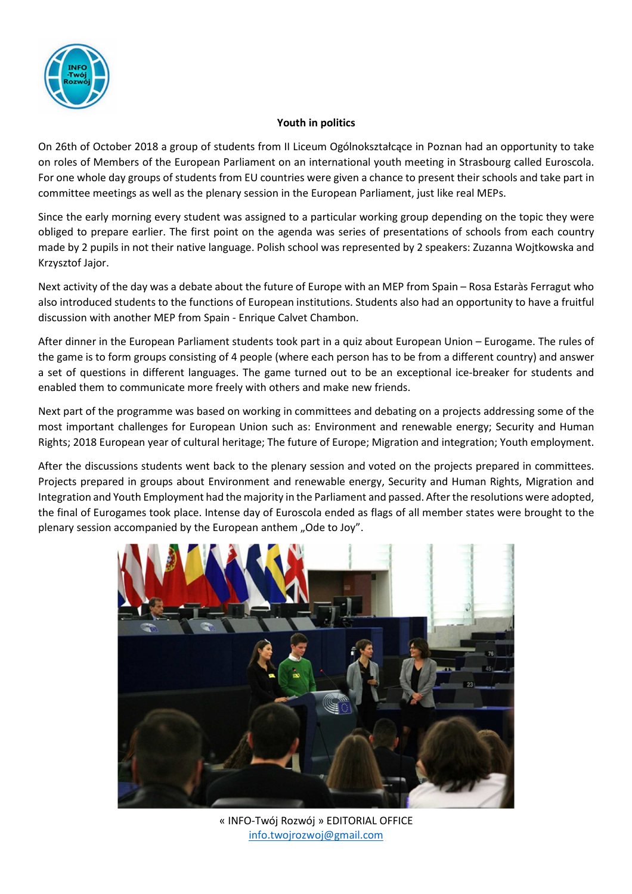# Youth in politics

On 26th of October 2018 a group of students from II Liceum Ogólnokształcące in Poznan had an opportunity to take on roles of Members of the European Parliament on an international youth meeting in Strasbourg called Euroscola. For one whole day groups of students from EU countries were given a chance to present their schools and take part in committee meetings as well as the plenary session in the European Parliament, just like real MEPs.

Since the early morning every student was assigned to a particular working group depending on the topic they were obliged to prepare earlier. The first point on the agenda was series of presentations of schools from each country made by 2 pupils in not their native language. Polish school was represented by 2 speakers: Zuzanna Wojtkowska and Krzysztof Jajor.

Next activity of the day was a debate about the future of Europe with an MEP from Spain – Rosa Estaràs Ferragut who also introduced students to the functions of European institutions. Students also had an opportunity to have a fruitful discussion with another MEP from Spain - Enrique Calvet Chambon.

After dinner in the European Parliament students took part in a quiz about European Union – Eurogame. The rules of the game is to form groups consisting of 4 people (where each person has to be from a different country) and answer a set of questions in different languages. The game turned out to be an exceptional ice-breaker for students and enabled them to communicate more freely with others and make new friends.

Next part of the programme was based on working in committees and debating on a projects addressing some of the most important challenges for European Union such as: Environment and renewable energy; Security and Human Rights; 2018 European year of cultural heritage; The future of Europe; Migration and integration; Youth employment.

After the discussions students went back to the plenary session and voted on the projects prepared in committees. Projects prepared in groups about Environment and renewable energy, Security and Human Rights, Migration and Integration and Youth Employment had the majority in the Parliament and passed. After the resolutions were adopted, the final of Eurogames took place. Intense day of Euroscola ended as flags of all member states were brought to the plenary session accompanied by the European anthem „Ode to Joy".

« INFO-Twój Rozwój » EDITORIAL OFFICE
info.twojrozwoj@gmail.com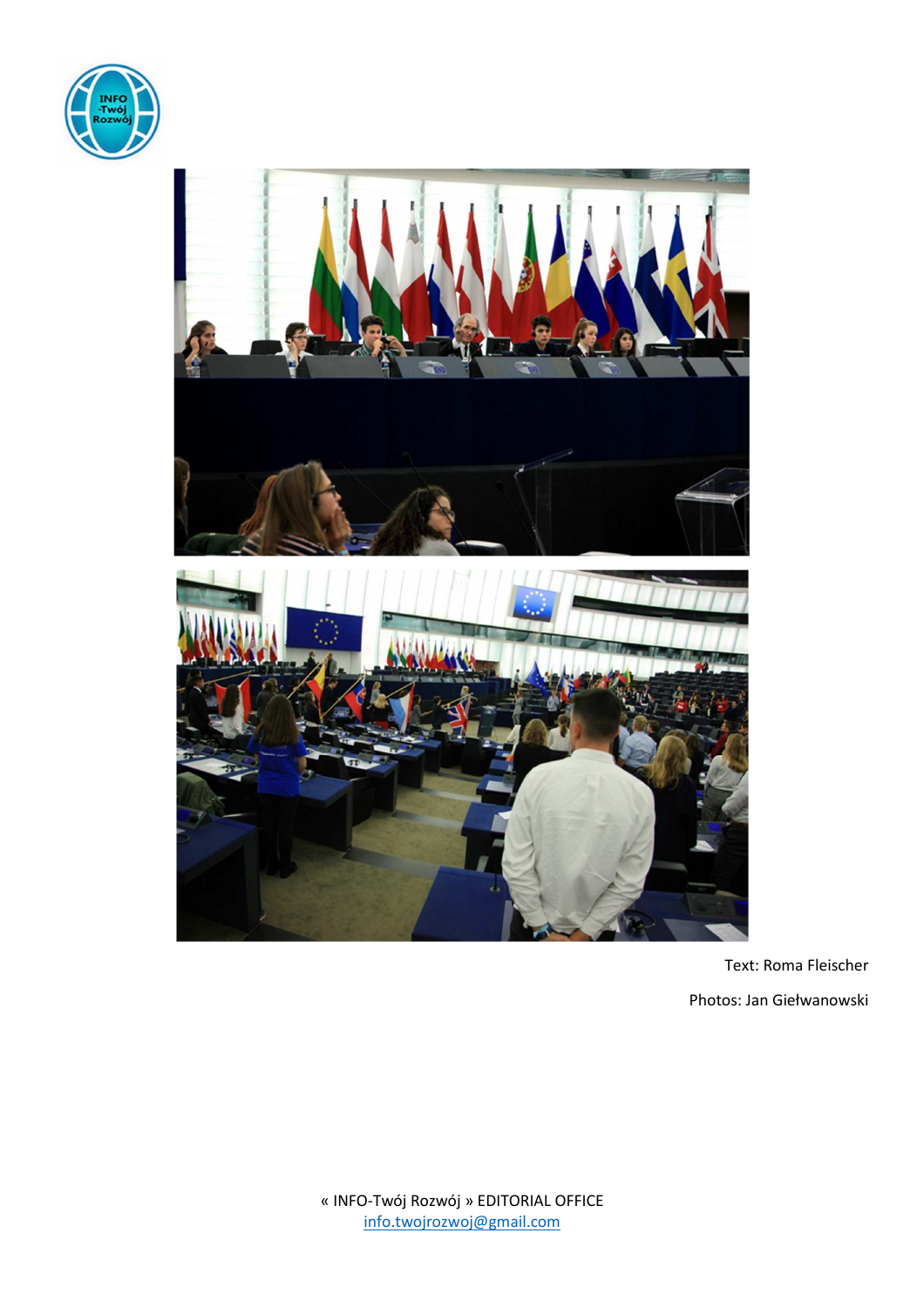Text: Roma Fleischer

Photos: Jan Giełwanowski

« INFO-Twój Rozwój » EDITORIAL OFFICE
info.twojrozwoj@gmail.com